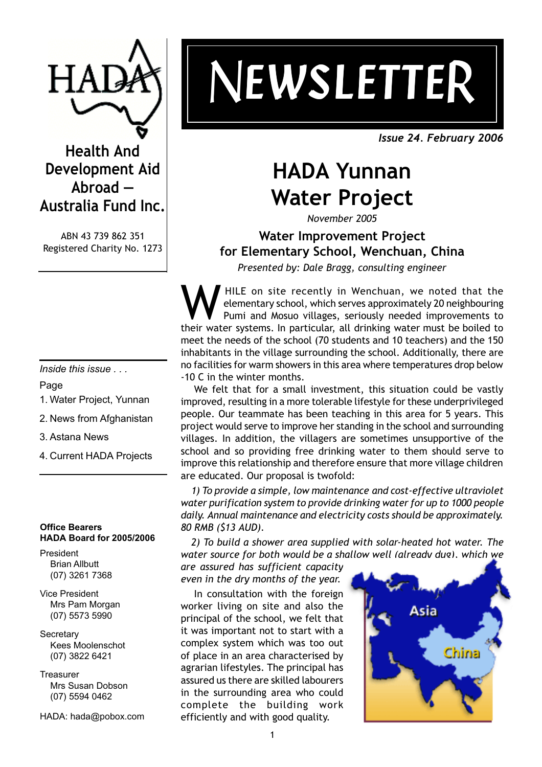# HADA

**Health And Development Aid Abroad — Australia Fund Inc.**

ABN 43 739 862 351
Registered Charity No. 1273

*Inside this issue . . .*

Page

1. Water Project, Yunnan
2. News from Afghanistan
3. Astana News
4. Current HADA Projects

**Office Bearers**
**HADA Board for 2005/2006**

President
Brian Allbutt
(07) 3261 7368

Vice President
Mrs Pam Morgan
(07) 5573 5990

Secretary
Kees Moolenschot
(07) 3822 6421

Treasurer
Mrs Susan Dobson
(07) 5594 0462

HADA: hada@pobox.com

# NEWSLETTER

*Issue 24. February 2006*

# HADA Yunnan Water Project

*November 2005*

## Water Improvement Project for Elementary School, Wenchuan, China

*Presented by: Dale Bragg, consulting engineer*

WHILE on site recently in Wenchuan, we noted that the elementary school, which serves approximately 20 neighbouring Pumi and Mosuo villages, seriously needed improvements to their water systems. In particular, all drinking water must be boiled to meet the needs of the school (70 students and 10 teachers) and the 150 inhabitants in the village surrounding the school. Additionally, there are no facilities for warm showers in this area where temperatures drop below -10 C in the winter months.

We felt that for a small investment, this situation could be vastly improved, resulting in a more tolerable lifestyle for these underprivileged people. Our teammate has been teaching in this area for 5 years. This project would serve to improve her standing in the school and surrounding villages. In addition, the villagers are sometimes unsupportive of the school and so providing free drinking water to them should serve to improve this relationship and therefore ensure that more village children are educated. Our proposal is twofold:

*1) To provide a simple, low maintenance and cost-effective ultraviolet water purification system to provide drinking water for up to 1000 people daily. Annual maintenance and electricity costs should be approximately. 80 RMB ($13 AUD).*

*2) To build a shower area supplied with solar-heated hot water. The water source for both would be a shallow well (already dug), which we are assured has sufficient capacity even in the dry months of the year.*

In consultation with the foreign worker living on site and also the principal of the school, we felt that it was important not to start with a complex system which was too out of place in an area characterised by agrarian lifestyles. The principal has assured us there are skilled labourers in the surrounding area who could complete the building work efficiently and with good quality.

Asia

China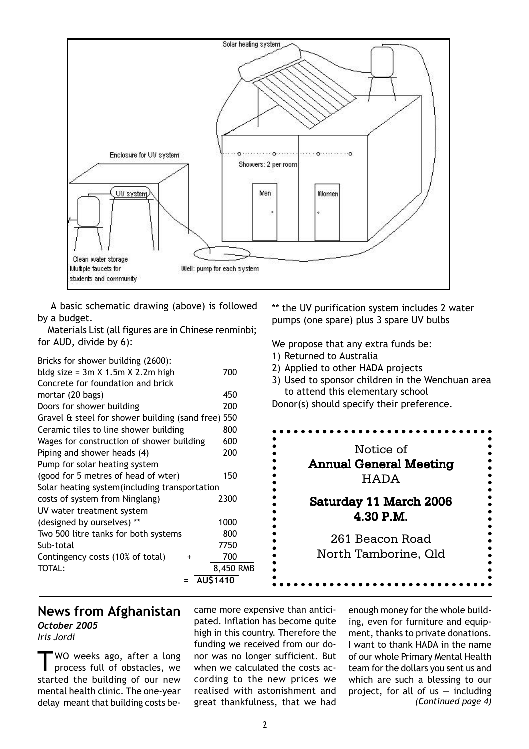A basic schematic drawing (above) is followed by a budget.

Materials List (all figures are in Chinese renminbi; for AUD, divide by 6):

| Item | Cost |
|---|---|
| Bricks for shower building (2600): bldg size = 3m X 1.5m X 2.2m high | 700 |
| Concrete for foundation and brick mortar (20 bags) | 450 |
| Doors for shower building | 200 |
| Gravel & steel for shower building (sand free) | 550 |
| Ceramic tiles to line shower building | 800 |
| Wages for construction of shower building | 600 |
| Piping and shower heads (4) | 200 |
| Pump for solar heating system (good for 5 metres of head of wter) | 150 |
| Solar heating system(including transportation costs of system from Ninglang) | 2300 |
| UV water treatment system (designed by ourselves) ** | 1000 |
| Two 500 litre tanks for both systems | 800 |
| Sub-total | 7750 |
| Contingency costs (10% of total) + | 700 |
| TOTAL: | 8,450 RMB |
| = | AU$1410 |

** the UV purification system includes 2 water pumps (one spare) plus 3 spare UV bulbs

We propose that any extra funds be:

1) Returned to Australia
2) Applied to other HADA projects
3) Used to sponsor children in the Wenchuan area to attend this elementary school

Donor(s) should specify their preference.

---

Notice of
**Annual General Meeting**
HADA

**Saturday 11 March 2006**
**4.30 P.M.**

261 Beacon Road
North Tamborine, Qld

---

## News from Afghanistan

***October 2005***
*Iris Jordi*

TWO weeks ago, after a long process full of obstacles, we started the building of our new mental health clinic. The one-year delay meant that building costs became more expensive than anticipated. Inflation has become quite high in this country. Therefore the funding we received from our donor was no longer sufficient. But when we calculated the costs according to the new prices we realised with astonishment and great thankfulness, that we had enough money for the whole building, even for furniture and equipment, thanks to private donations. I want to thank HADA in the name of our whole Primary Mental Health team for the dollars you sent us and which are such a blessing to our project, for all of us — including *(Continued page 4)*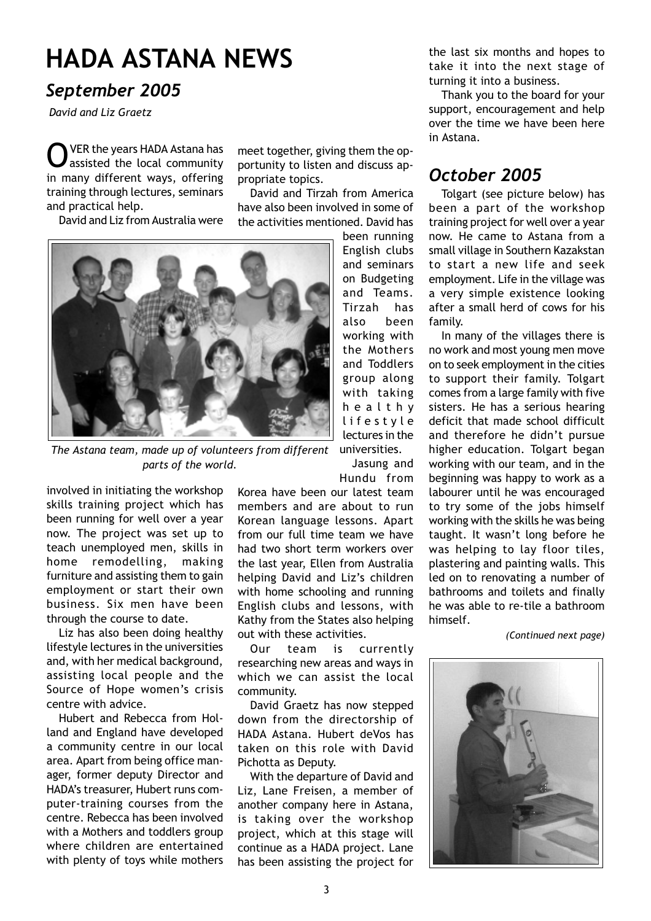# HADA ASTANA NEWS

## *September 2005*

*David and Liz Graetz*

OVER the years HADA Astana has assisted the local community in many different ways, offering training through lectures, seminars and practical help.

David and Liz from Australia were involved in initiating the workshop skills training project which has been running for well over a year now. The project was set up to teach unemployed men, skills in home remodelling, making furniture and assisting them to gain employment or start their own business. Six men have been through the course to date.

*The Astana team, made up of volunteers from different parts of the world.*

Liz has also been doing healthy lifestyle lectures in the universities and, with her medical background, assisting local people and the Source of Hope women's crisis centre with advice.

Hubert and Rebecca from Holland and England have developed a community centre in our local area. Apart from being office manager, former deputy Director and HADA's treasurer, Hubert runs computer-training courses from the centre. Rebecca has been involved with a Mothers and toddlers group where children are entertained with plenty of toys while mothers meet together, giving them the opportunity to listen and discuss appropriate topics.

David and Tirzah from America have also been involved in some of the activities mentioned. David has been running English clubs and seminars on Budgeting and Teams. Tirzah has also been working with the Mothers and Toddlers group along with taking healthy lifestyle lectures in the universities.

Jasung and Hundu from Korea have been our latest team members and are about to run Korean language lessons. Apart from our full time team we have had two short term workers over the last year, Ellen from Australia helping David and Liz's children with home schooling and running English clubs and lessons, with Kathy from the States also helping out with these activities.

Our team is currently researching new areas and ways in which we can assist the local community.

David Graetz has now stepped down from the directorship of HADA Astana. Hubert deVos has taken on this role with David Pichotta as Deputy.

With the departure of David and Liz, Lane Freisen, a member of another company here in Astana, is taking over the workshop project, which at this stage will continue as a HADA project. Lane has been assisting the project for the last six months and hopes to take it into the next stage of turning it into a business.

Thank you to the board for your support, encouragement and help over the time we have been here in Astana.

## *October 2005*

Tolgart (see picture below) has been a part of the workshop training project for well over a year now. He came to Astana from a small village in Southern Kazakstan to start a new life and seek employment. Life in the village was a very simple existence looking after a small herd of cows for his family.

In many of the villages there is no work and most young men move on to seek employment in the cities to support their family. Tolgart comes from a large family with five sisters. He has a serious hearing deficit that made school difficult and therefore he didn't pursue higher education. Tolgart began working with our team, and in the beginning was happy to work as a labourer until he was encouraged to try some of the jobs himself working with the skills he was being taught. It wasn't long before he was helping to lay floor tiles, plastering and painting walls. This led on to renovating a number of bathrooms and toilets and finally he was able to re-tile a bathroom himself.

*(Continued next page)*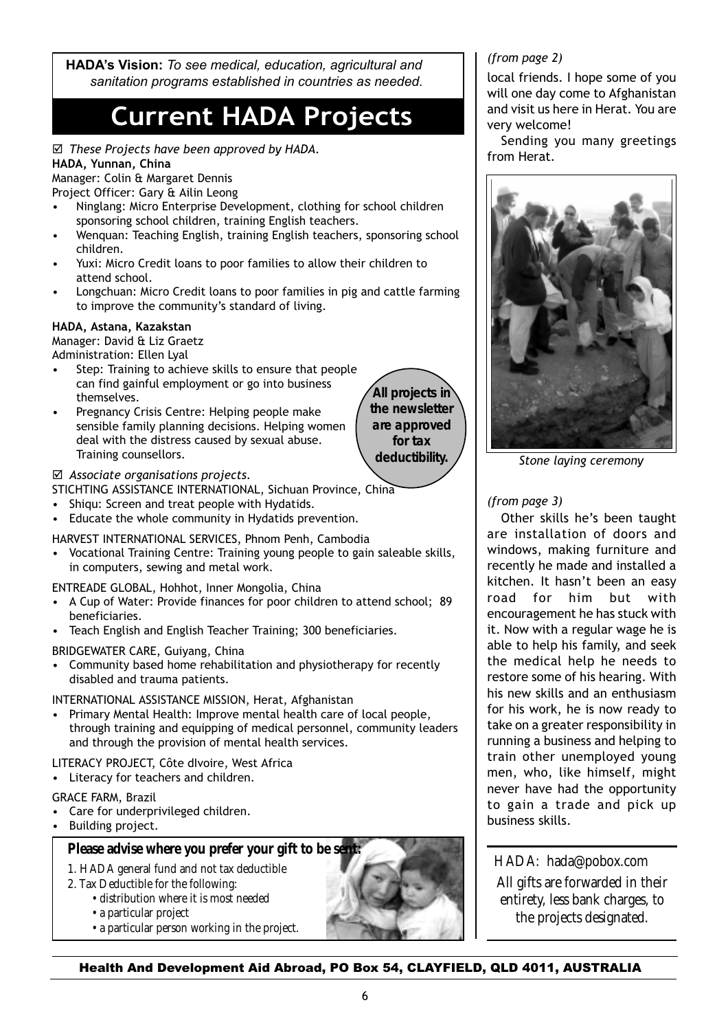**HADA's Vision:** *To see medical, education, agricultural and sanitation programs established in countries as needed.*

# Current HADA Projects

☑ *These Projects have been approved by HADA.*

**HADA, Yunnan, China**

Manager: Colin & Margaret Dennis

Project Officer: Gary & Ailin Leong

- Ninglang: Micro Enterprise Development, clothing for school children sponsoring school children, training English teachers.
- Wenquan: Teaching English, training English teachers, sponsoring school children.
- Yuxi: Micro Credit loans to poor families to allow their children to attend school.
- Longchuan: Micro Credit loans to poor families in pig and cattle farming to improve the community's standard of living.

**HADA, Astana, Kazakstan**

Manager: David & Liz Graetz

Administration: Ellen Lyal

- Step: Training to achieve skills to ensure that people can find gainful employment or go into business themselves.
- Pregnancy Crisis Centre: Helping people make sensible family planning decisions. Helping women deal with the distress caused by sexual abuse. Training counsellors.

**All projects in the newsletter are approved for tax deductibility.**

☑ *Associate organisations projects.*

STICHTING ASSISTANCE INTERNATIONAL, Sichuan Province, China

- Shiqu: Screen and treat people with Hydatids.
- Educate the whole community in Hydatids prevention.

HARVEST INTERNATIONAL SERVICES, Phnom Penh, Cambodia

- Vocational Training Centre: Training young people to gain saleable skills, in computers, sewing and metal work.

ENTREADE GLOBAL, Hohhot, Inner Mongolia, China

- A Cup of Water: Provide finances for poor children to attend school; 89 beneficiaries.
- Teach English and English Teacher Training; 300 beneficiaries.

BRIDGEWATER CARE, Guiyang, China

- Community based home rehabilitation and physiotherapy for recently disabled and trauma patients.

INTERNATIONAL ASSISTANCE MISSION, Herat, Afghanistan

- Primary Mental Health: Improve mental health care of local people, through training and equipping of medical personnel, community leaders and through the provision of mental health services.

LITERACY PROJECT, Côte dIvoire, West Africa

- Literacy for teachers and children.

GRACE FARM, Brazil

- Care for underprivileged children.
- Building project.

**Please advise where you prefer your gift to be sent:**

1. HADA general fund and not tax deductible
2. Tax Deductible for the following:
   - distribution where it is most needed
   - a particular project
   - a particular person working in the project.

*(from page 2)*

local friends. I hope some of you will one day come to Afghanistan and visit us here in Herat. You are very welcome!

Sending you many greetings from Herat.

*Stone laying ceremony*

*(from page 3)*

Other skills he's been taught are installation of doors and windows, making furniture and recently he made and installed a kitchen. It hasn't been an easy road for him but with encouragement he has stuck with it. Now with a regular wage he is able to help his family, and seek the medical help he needs to restore some of his hearing. With his new skills and an enthusiasm for his work, he is now ready to take on a greater responsibility in running a business and helping to train other unemployed young men, who, like himself, might never have had the opportunity to gain a trade and pick up business skills.

HADA: hada@pobox.com

All gifts are forwarded in their entirety, less bank charges, to the projects designated.

**Health And Development Aid Abroad, PO Box 54, CLAYFIELD, QLD 4011, AUSTRALIA**